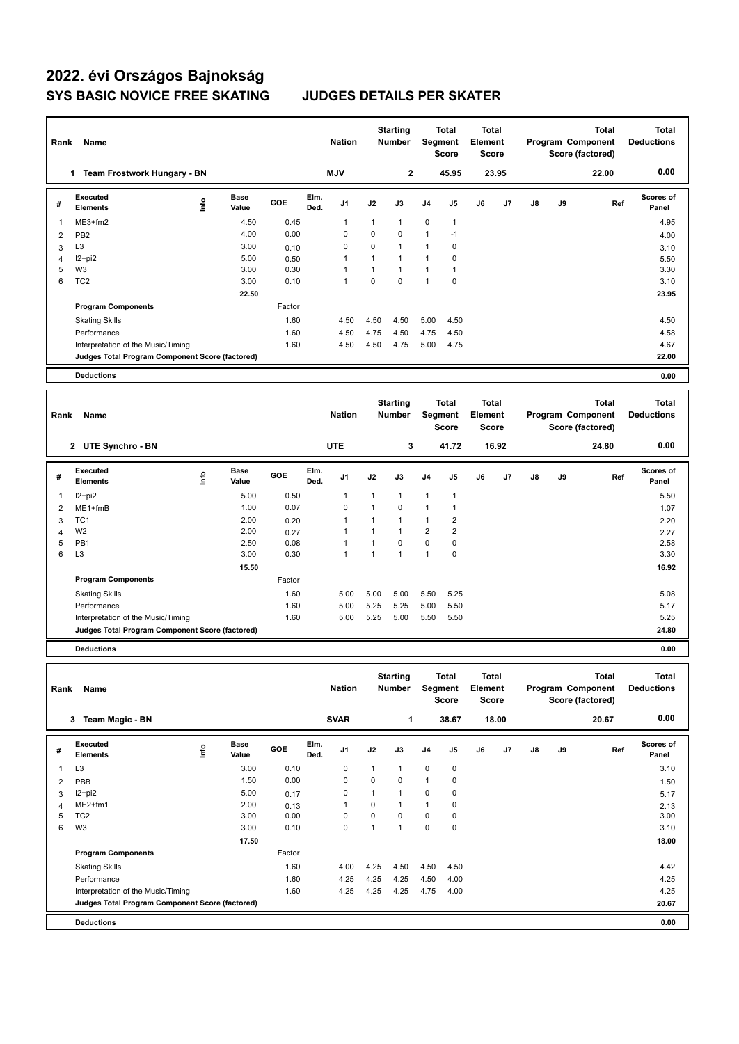# 2022. évi Országos Bajnokság

## SYS BASIC NOVICE FREE SKATING JUDGES DETAILS PER SKATER

| Rank | Name | Nation | Starting Number | Total Segment Score | Total Element Score | Total Program Component Score (factored) | Total Deductions |
|---|---|---|---|---|---|---|---|
| 1 | Team Frostwork Hungary - BN | MJV | 2 | 45.95 | 23.95 | 22.00 | 0.00 |

| # | Executed Elements | Info | Base Value | GOE | Elm. Ded. | J1 | J2 | J3 | J4 | J5 | J6 | J7 | J8 | J9 | Ref | Scores of Panel |
|---|---|---|---|---|---|---|---|---|---|---|---|---|---|---|---|---|
| 1 | ME3+fm2 | | 4.50 | 0.45 | | 1 | 1 | 1 | 0 | 1 | | | | | | 4.95 |
| 2 | PB2 | | 4.00 | 0.00 | | 0 | 0 | 0 | 1 | -1 | | | | | | 4.00 |
| 3 | L3 | | 3.00 | 0.10 | | 0 | 0 | 1 | 1 | 0 | | | | | | 3.10 |
| 4 | I2+pi2 | | 5.00 | 0.50 | | 1 | 1 | 1 | 1 | 0 | | | | | | 5.50 |
| 5 | W3 | | 3.00 | 0.30 | | 1 | 1 | 1 | 1 | 1 | | | | | | 3.30 |
| 6 | TC2 | | 3.00 | 0.10 | | 1 | 0 | 0 | 1 | 0 | | | | | | 3.10 |
| | | | 22.50 | | | | | | | | | | | | | 23.95 |
| | **Program Components** | | | Factor | | | | | | | | | | | | |
| | Skating Skills | | | 1.60 | | 4.50 | 4.50 | 4.50 | 5.00 | 4.50 | | | | | | 4.50 |
| | Performance | | | 1.60 | | 4.50 | 4.75 | 4.50 | 4.75 | 4.50 | | | | | | 4.58 |
| | Interpretation of the Music/Timing | | | 1.60 | | 4.50 | 4.50 | 4.75 | 5.00 | 4.75 | | | | | | 4.67 |
| | **Judges Total Program Component Score (factored)** | | | | | | | | | | | | | | | 22.00 |
| | **Deductions** | | | | | | | | | | | | | | | 0.00 |

| Rank | Name | Nation | Starting Number | Total Segment Score | Total Element Score | Total Program Component Score (factored) | Total Deductions |
|---|---|---|---|---|---|---|---|
| 2 | UTE Synchro - BN | UTE | 3 | 41.72 | 16.92 | 24.80 | 0.00 |

| # | Executed Elements | Info | Base Value | GOE | Elm. Ded. | J1 | J2 | J3 | J4 | J5 | J6 | J7 | J8 | J9 | Ref | Scores of Panel |
|---|---|---|---|---|---|---|---|---|---|---|---|---|---|---|---|---|
| 1 | I2+pi2 | | 5.00 | 0.50 | | 1 | 1 | 1 | 1 | 1 | | | | | | 5.50 |
| 2 | ME1+fmB | | 1.00 | 0.07 | | 0 | 1 | 0 | 1 | 1 | | | | | | 1.07 |
| 3 | TC1 | | 2.00 | 0.20 | | 1 | 1 | 1 | 1 | 2 | | | | | | 2.20 |
| 4 | W2 | | 2.00 | 0.27 | | 1 | 1 | 1 | 2 | 2 | | | | | | 2.27 |
| 5 | PB1 | | 2.50 | 0.08 | | 1 | 1 | 0 | 0 | 0 | | | | | | 2.58 |
| 6 | L3 | | 3.00 | 0.30 | | 1 | 1 | 1 | 1 | 0 | | | | | | 3.30 |
| | | | 15.50 | | | | | | | | | | | | | 16.92 |
| | **Program Components** | | | Factor | | | | | | | | | | | | |
| | Skating Skills | | | 1.60 | | 5.00 | 5.00 | 5.00 | 5.50 | 5.25 | | | | | | 5.08 |
| | Performance | | | 1.60 | | 5.00 | 5.25 | 5.25 | 5.00 | 5.50 | | | | | | 5.17 |
| | Interpretation of the Music/Timing | | | 1.60 | | 5.00 | 5.25 | 5.00 | 5.50 | 5.50 | | | | | | 5.25 |
| | **Judges Total Program Component Score (factored)** | | | | | | | | | | | | | | | 24.80 |
| | **Deductions** | | | | | | | | | | | | | | | 0.00 |

| Rank | Name | Nation | Starting Number | Total Segment Score | Total Element Score | Total Program Component Score (factored) | Total Deductions |
|---|---|---|---|---|---|---|---|
| 3 | Team Magic - BN | SVAR | 1 | 38.67 | 18.00 | 20.67 | 0.00 |

| # | Executed Elements | Info | Base Value | GOE | Elm. Ded. | J1 | J2 | J3 | J4 | J5 | J6 | J7 | J8 | J9 | Ref | Scores of Panel |
|---|---|---|---|---|---|---|---|---|---|---|---|---|---|---|---|---|
| 1 | L3 | | 3.00 | 0.10 | | 0 | 1 | 1 | 0 | 0 | | | | | | 3.10 |
| 2 | PBB | | 1.50 | 0.00 | | 0 | 0 | 0 | 1 | 0 | | | | | | 1.50 |
| 3 | I2+pi2 | | 5.00 | 0.17 | | 0 | 1 | 1 | 0 | 0 | | | | | | 5.17 |
| 4 | ME2+fm1 | | 2.00 | 0.13 | | 1 | 0 | 1 | 1 | 0 | | | | | | 2.13 |
| 5 | TC2 | | 3.00 | 0.00 | | 0 | 0 | 0 | 0 | 0 | | | | | | 3.00 |
| 6 | W3 | | 3.00 | 0.10 | | 0 | 1 | 1 | 0 | 0 | | | | | | 3.10 |
| | | | 17.50 | | | | | | | | | | | | | 18.00 |
| | **Program Components** | | | Factor | | | | | | | | | | | | |
| | Skating Skills | | | 1.60 | | 4.00 | 4.25 | 4.50 | 4.50 | 4.50 | | | | | | 4.42 |
| | Performance | | | 1.60 | | 4.25 | 4.25 | 4.25 | 4.50 | 4.00 | | | | | | 4.25 |
| | Interpretation of the Music/Timing | | | 1.60 | | 4.25 | 4.25 | 4.25 | 4.75 | 4.00 | | | | | | 4.25 |
| | **Judges Total Program Component Score (factored)** | | | | | | | | | | | | | | | 20.67 |
| | **Deductions** | | | | | | | | | | | | | | | 0.00 |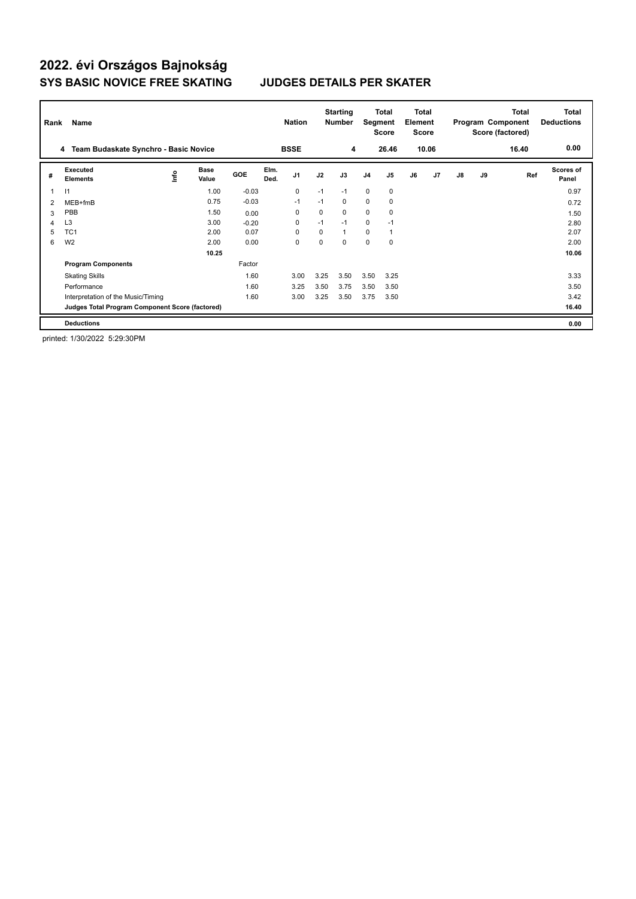# 2022. évi Országos Bajnokság

## SYS BASIC NOVICE FREE SKATING JUDGES DETAILS PER SKATER

| Rank | Name | Nation | Starting Number | Total Segment Score | Total Element Score | Total Program Component Score (factored) | Total Deductions |
|---|---|---|---|---|---|---|---|
| 4 | Team Budaskate Synchro - Basic Novice | BSSE | 4 | 26.46 | 10.06 | 16.40 | 0.00 |

| # | Executed Elements | Info | Base Value | GOE | Elm. Ded. | J1 | J2 | J3 | J4 | J5 | J6 | J7 | J8 | J9 | Ref | Scores of Panel |
|---|---|---|---|---|---|---|---|---|---|---|---|---|---|---|---|---|
| 1 | I1 | | 1.00 | -0.03 | | 0 | -1 | -1 | 0 | 0 | | | | | | 0.97 |
| 2 | MEB+fmB | | 0.75 | -0.03 | | -1 | -1 | 0 | 0 | 0 | | | | | | 0.72 |
| 3 | PBB | | 1.50 | 0.00 | | 0 | 0 | 0 | 0 | 0 | | | | | | 1.50 |
| 4 | L3 | | 3.00 | -0.20 | | 0 | -1 | -1 | 0 | -1 | | | | | | 2.80 |
| 5 | TC1 | | 2.00 | 0.07 | | 0 | 0 | 1 | 0 | 1 | | | | | | 2.07 |
| 6 | W2 | | 2.00 | 0.00 | | 0 | 0 | 0 | 0 | 0 | | | | | | 2.00 |
| | | | 10.25 | | | | | | | | | | | | | 10.06 |
| | **Program Components** | | | Factor | | | | | | | | | | | | |
| | Skating Skills | | | 1.60 | | 3.00 | 3.25 | 3.50 | 3.50 | 3.25 | | | | | | 3.33 |
| | Performance | | | 1.60 | | 3.25 | 3.50 | 3.75 | 3.50 | 3.50 | | | | | | 3.50 |
| | Interpretation of the Music/Timing | | | 1.60 | | 3.00 | 3.25 | 3.50 | 3.75 | 3.50 | | | | | | 3.42 |
| | **Judges Total Program Component Score (factored)** | | | | | | | | | | | | | | | 16.40 |
| | **Deductions** | | | | | | | | | | | | | | | 0.00 |

printed: 1/30/2022 5:29:30PM